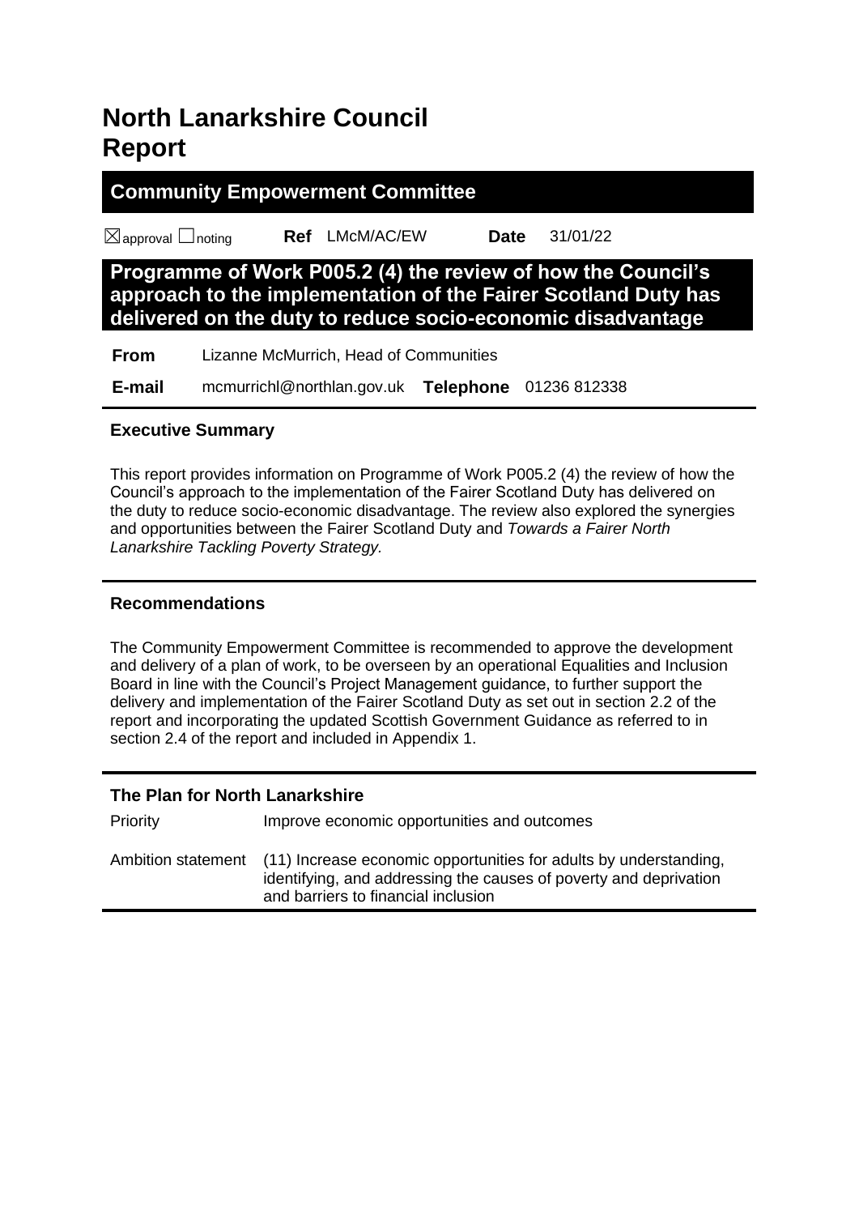# North Lanarkshire Council Report

## Community Empowerment Committee

☒approval ☐noting **Ref** LMcM/AC/EW **Date** 31/01/22

## Programme of Work P005.2 (4) the review of how the Council's approach to the implementation of the Fairer Scotland Duty has delivered on the duty to reduce socio-economic disadvantage

| | |
|---|---|
| **From** | Lizanne McMurrich, Head of Communities |
| **E-mail** | mcmurrichl@northlan.gov.uk **Telephone** 01236 812338 |

### Executive Summary

This report provides information on Programme of Work P005.2 (4) the review of how the Council's approach to the implementation of the Fairer Scotland Duty has delivered on the duty to reduce socio-economic disadvantage. The review also explored the synergies and opportunities between the Fairer Scotland Duty and *Towards a Fairer North Lanarkshire Tackling Poverty Strategy.*

### Recommendations

The Community Empowerment Committee is recommended to approve the development and delivery of a plan of work, to be overseen by an operational Equalities and Inclusion Board in line with the Council's Project Management guidance, to further support the delivery and implementation of the Fairer Scotland Duty as set out in section 2.2 of the report and incorporating the updated Scottish Government Guidance as referred to in section 2.4 of the report and included in Appendix 1.

### The Plan for North Lanarkshire

| | |
|---|---|
| Priority | Improve economic opportunities and outcomes |
| Ambition statement | (11) Increase economic opportunities for adults by understanding, identifying, and addressing the causes of poverty and deprivation and barriers to financial inclusion |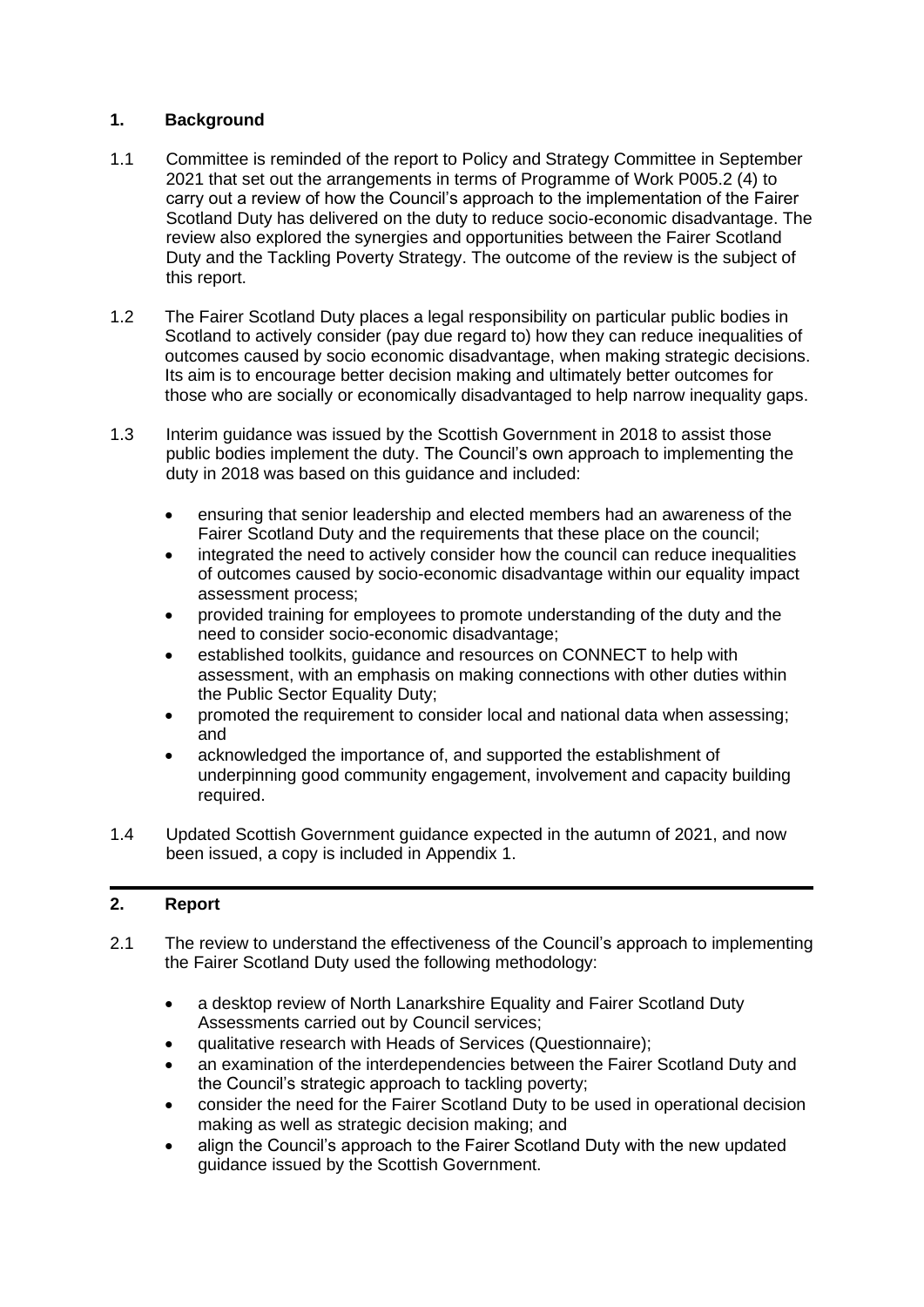## 1. Background

1.1 Committee is reminded of the report to Policy and Strategy Committee in September 2021 that set out the arrangements in terms of Programme of Work P005.2 (4) to carry out a review of how the Council's approach to the implementation of the Fairer Scotland Duty has delivered on the duty to reduce socio-economic disadvantage. The review also explored the synergies and opportunities between the Fairer Scotland Duty and the Tackling Poverty Strategy. The outcome of the review is the subject of this report.

1.2 The Fairer Scotland Duty places a legal responsibility on particular public bodies in Scotland to actively consider (pay due regard to) how they can reduce inequalities of outcomes caused by socio economic disadvantage, when making strategic decisions. Its aim is to encourage better decision making and ultimately better outcomes for those who are socially or economically disadvantaged to help narrow inequality gaps.

1.3 Interim guidance was issued by the Scottish Government in 2018 to assist those public bodies implement the duty. The Council's own approach to implementing the duty in 2018 was based on this guidance and included:

- ensuring that senior leadership and elected members had an awareness of the Fairer Scotland Duty and the requirements that these place on the council;
- integrated the need to actively consider how the council can reduce inequalities of outcomes caused by socio-economic disadvantage within our equality impact assessment process;
- provided training for employees to promote understanding of the duty and the need to consider socio-economic disadvantage;
- established toolkits, guidance and resources on CONNECT to help with assessment, with an emphasis on making connections with other duties within the Public Sector Equality Duty;
- promoted the requirement to consider local and national data when assessing; and
- acknowledged the importance of, and supported the establishment of underpinning good community engagement, involvement and capacity building required.

1.4 Updated Scottish Government guidance expected in the autumn of 2021, and now been issued, a copy is included in Appendix 1.

## 2. Report

2.1 The review to understand the effectiveness of the Council's approach to implementing the Fairer Scotland Duty used the following methodology:

- a desktop review of North Lanarkshire Equality and Fairer Scotland Duty Assessments carried out by Council services;
- qualitative research with Heads of Services (Questionnaire);
- an examination of the interdependencies between the Fairer Scotland Duty and the Council's strategic approach to tackling poverty;
- consider the need for the Fairer Scotland Duty to be used in operational decision making as well as strategic decision making; and
- align the Council's approach to the Fairer Scotland Duty with the new updated guidance issued by the Scottish Government.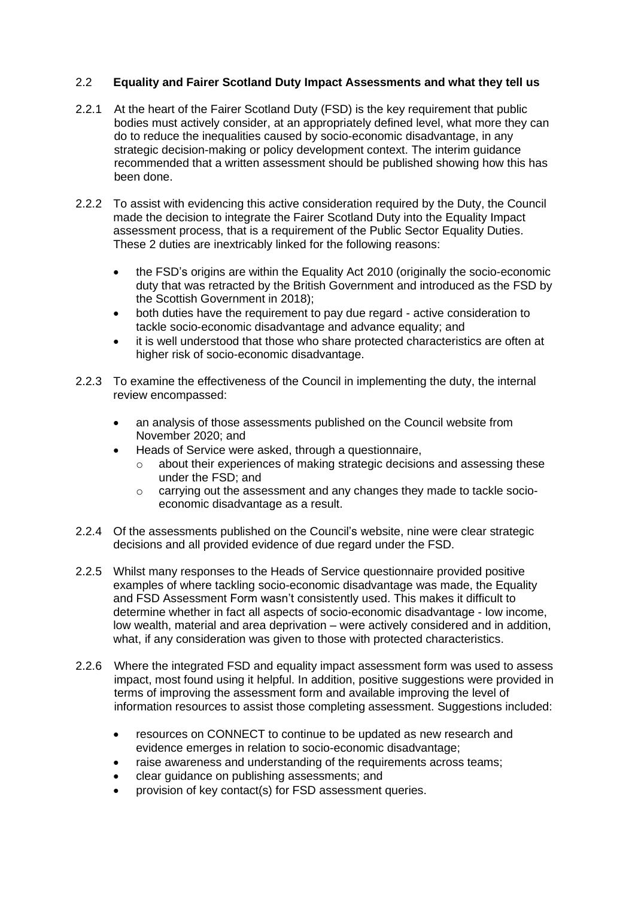## 2.2 **Equality and Fairer Scotland Duty Impact Assessments and what they tell us**

2.2.1 At the heart of the Fairer Scotland Duty (FSD) is the key requirement that public bodies must actively consider, at an appropriately defined level, what more they can do to reduce the inequalities caused by socio-economic disadvantage, in any strategic decision-making or policy development context. The interim guidance recommended that a written assessment should be published showing how this has been done.

2.2.2 To assist with evidencing this active consideration required by the Duty, the Council made the decision to integrate the Fairer Scotland Duty into the Equality Impact assessment process, that is a requirement of the Public Sector Equality Duties. These 2 duties are inextricably linked for the following reasons:

- the FSD's origins are within the Equality Act 2010 (originally the socio-economic duty that was retracted by the British Government and introduced as the FSD by the Scottish Government in 2018);
- both duties have the requirement to pay due regard - active consideration to tackle socio-economic disadvantage and advance equality; and
- it is well understood that those who share protected characteristics are often at higher risk of socio-economic disadvantage.

2.2.3 To examine the effectiveness of the Council in implementing the duty, the internal review encompassed:

- an analysis of those assessments published on the Council website from November 2020; and
- Heads of Service were asked, through a questionnaire,
  - about their experiences of making strategic decisions and assessing these under the FSD; and
  - carrying out the assessment and any changes they made to tackle socio-economic disadvantage as a result.

2.2.4 Of the assessments published on the Council's website, nine were clear strategic decisions and all provided evidence of due regard under the FSD.

2.2.5 Whilst many responses to the Heads of Service questionnaire provided positive examples of where tackling socio-economic disadvantage was made, the Equality and FSD Assessment Form wasn't consistently used. This makes it difficult to determine whether in fact all aspects of socio-economic disadvantage - low income, low wealth, material and area deprivation – were actively considered and in addition, what, if any consideration was given to those with protected characteristics.

2.2.6 Where the integrated FSD and equality impact assessment form was used to assess impact, most found using it helpful. In addition, positive suggestions were provided in terms of improving the assessment form and available improving the level of information resources to assist those completing assessment. Suggestions included:

- resources on CONNECT to continue to be updated as new research and evidence emerges in relation to socio-economic disadvantage;
- raise awareness and understanding of the requirements across teams;
- clear guidance on publishing assessments; and
- provision of key contact(s) for FSD assessment queries.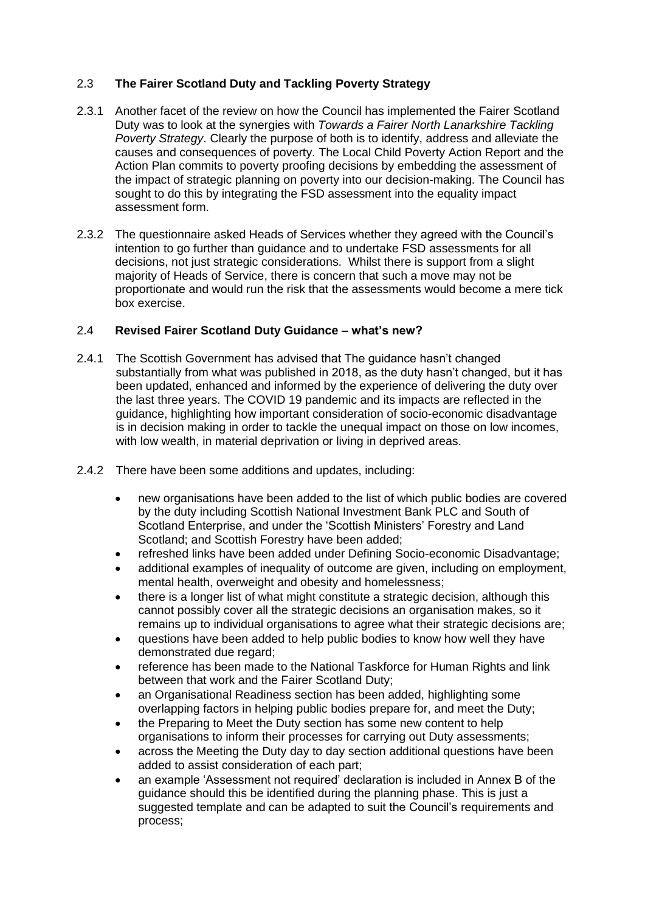### 2.3 **The Fairer Scotland Duty and Tackling Poverty Strategy**

2.3.1 Another facet of the review on how the Council has implemented the Fairer Scotland Duty was to look at the synergies with *Towards a Fairer North Lanarkshire Tackling Poverty Strategy*. Clearly the purpose of both is to identify, address and alleviate the causes and consequences of poverty. The Local Child Poverty Action Report and the Action Plan commits to poverty proofing decisions by embedding the assessment of the impact of strategic planning on poverty into our decision-making. The Council has sought to do this by integrating the FSD assessment into the equality impact assessment form.

2.3.2 The questionnaire asked Heads of Services whether they agreed with the Council's intention to go further than guidance and to undertake FSD assessments for all decisions, not just strategic considerations. Whilst there is support from a slight majority of Heads of Service, there is concern that such a move may not be proportionate and would run the risk that the assessments would become a mere tick box exercise.

### 2.4 **Revised Fairer Scotland Duty Guidance – what's new?**

2.4.1 The Scottish Government has advised that The guidance hasn't changed substantially from what was published in 2018, as the duty hasn't changed, but it has been updated, enhanced and informed by the experience of delivering the duty over the last three years. The COVID 19 pandemic and its impacts are reflected in the guidance, highlighting how important consideration of socio-economic disadvantage is in decision making in order to tackle the unequal impact on those on low incomes, with low wealth, in material deprivation or living in deprived areas.

2.4.2 There have been some additions and updates, including:

- new organisations have been added to the list of which public bodies are covered by the duty including Scottish National Investment Bank PLC and South of Scotland Enterprise, and under the 'Scottish Ministers' Forestry and Land Scotland; and Scottish Forestry have been added;
- refreshed links have been added under Defining Socio-economic Disadvantage;
- additional examples of inequality of outcome are given, including on employment, mental health, overweight and obesity and homelessness;
- there is a longer list of what might constitute a strategic decision, although this cannot possibly cover all the strategic decisions an organisation makes, so it remains up to individual organisations to agree what their strategic decisions are;
- questions have been added to help public bodies to know how well they have demonstrated due regard;
- reference has been made to the National Taskforce for Human Rights and link between that work and the Fairer Scotland Duty;
- an Organisational Readiness section has been added, highlighting some overlapping factors in helping public bodies prepare for, and meet the Duty;
- the Preparing to Meet the Duty section has some new content to help organisations to inform their processes for carrying out Duty assessments;
- across the Meeting the Duty day to day section additional questions have been added to assist consideration of each part;
- an example 'Assessment not required' declaration is included in Annex B of the guidance should this be identified during the planning phase. This is just a suggested template and can be adapted to suit the Council's requirements and process;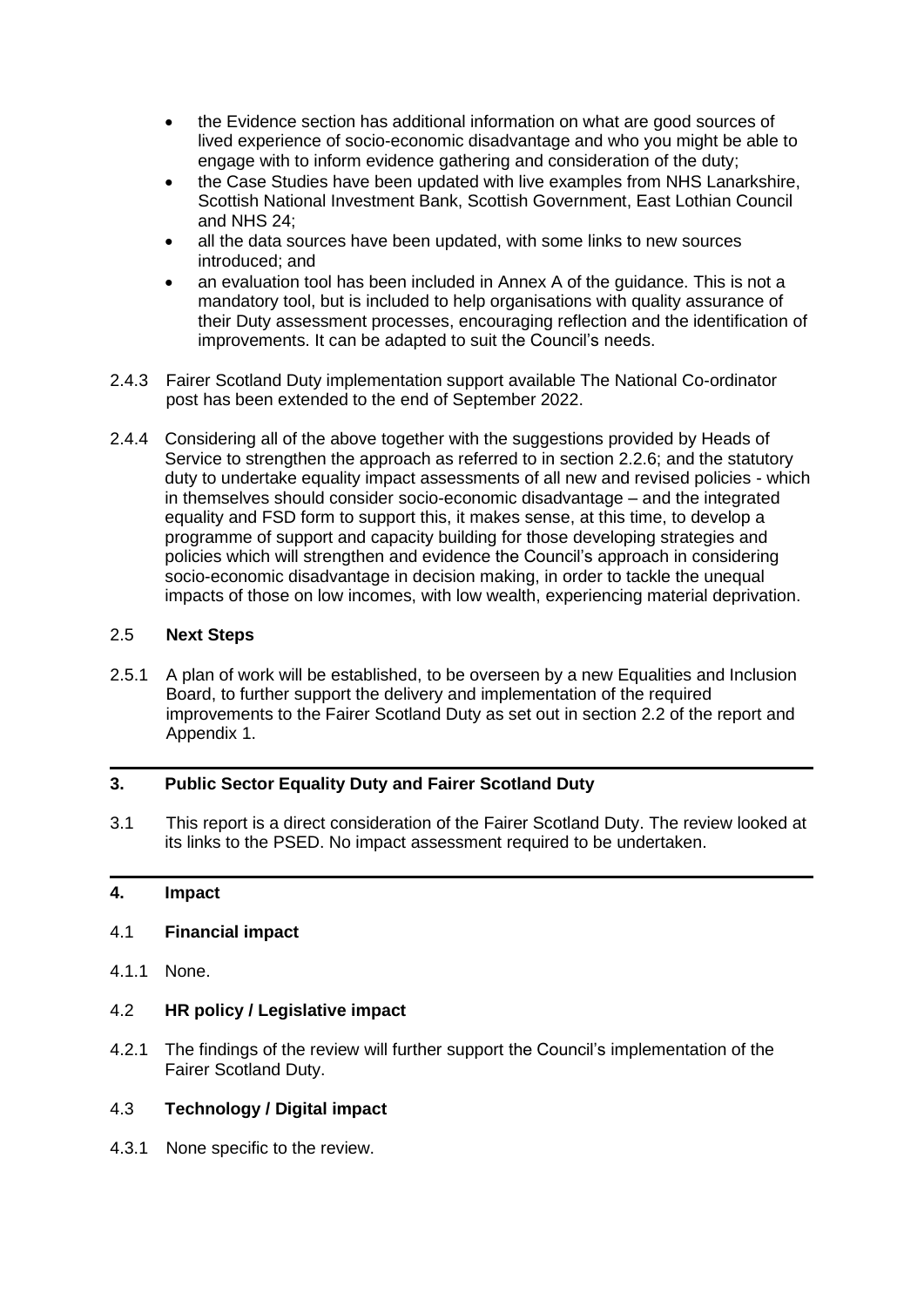- the Evidence section has additional information on what are good sources of lived experience of socio-economic disadvantage and who you might be able to engage with to inform evidence gathering and consideration of the duty;
- the Case Studies have been updated with live examples from NHS Lanarkshire, Scottish National Investment Bank, Scottish Government, East Lothian Council and NHS 24;
- all the data sources have been updated, with some links to new sources introduced; and
- an evaluation tool has been included in Annex A of the guidance. This is not a mandatory tool, but is included to help organisations with quality assurance of their Duty assessment processes, encouraging reflection and the identification of improvements. It can be adapted to suit the Council's needs.

2.4.3 Fairer Scotland Duty implementation support available The National Co-ordinator post has been extended to the end of September 2022.

2.4.4 Considering all of the above together with the suggestions provided by Heads of Service to strengthen the approach as referred to in section 2.2.6; and the statutory duty to undertake equality impact assessments of all new and revised policies - which in themselves should consider socio-economic disadvantage – and the integrated equality and FSD form to support this, it makes sense, at this time, to develop a programme of support and capacity building for those developing strategies and policies which will strengthen and evidence the Council's approach in considering socio-economic disadvantage in decision making, in order to tackle the unequal impacts of those on low incomes, with low wealth, experiencing material deprivation.

### 2.5 Next Steps

2.5.1 A plan of work will be established, to be overseen by a new Equalities and Inclusion Board, to further support the delivery and implementation of the required improvements to the Fairer Scotland Duty as set out in section 2.2 of the report and Appendix 1.

## 3. Public Sector Equality Duty and Fairer Scotland Duty

3.1 This report is a direct consideration of the Fairer Scotland Duty. The review looked at its links to the PSED. No impact assessment required to be undertaken.

## 4. Impact

### 4.1 Financial impact

4.1.1 None.

### 4.2 HR policy / Legislative impact

4.2.1 The findings of the review will further support the Council's implementation of the Fairer Scotland Duty.

### 4.3 Technology / Digital impact

4.3.1 None specific to the review.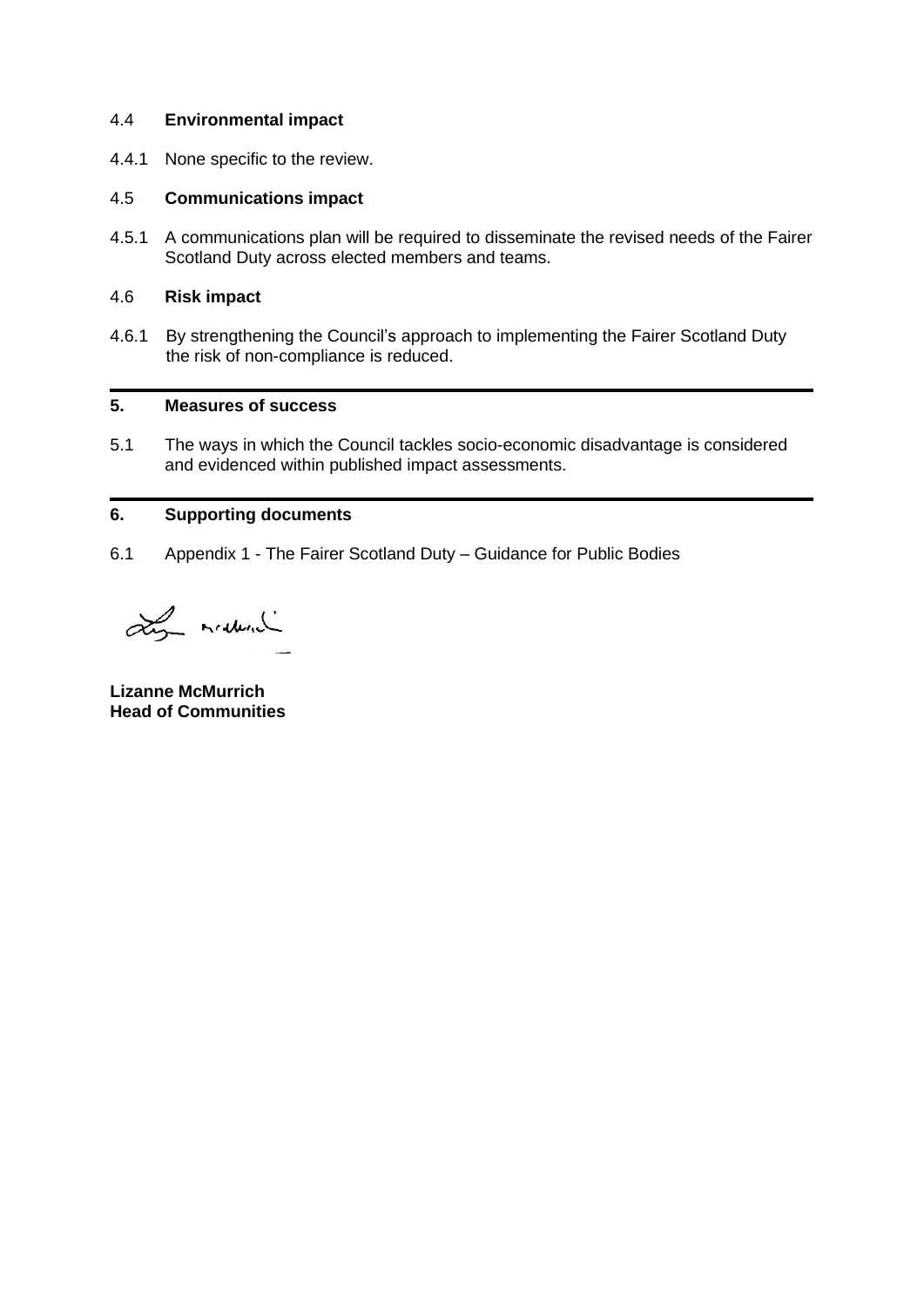### 4.4 Environmental impact

4.4.1 None specific to the review.

### 4.5 Communications impact

4.5.1 A communications plan will be required to disseminate the revised needs of the Fairer Scotland Duty across elected members and teams.

### 4.6 Risk impact

4.6.1 By strengthening the Council's approach to implementing the Fairer Scotland Duty the risk of non-compliance is reduced.

---

## 5. Measures of success

5.1 The ways in which the Council tackles socio-economic disadvantage is considered and evidenced within published impact assessments.

---

## 6. Supporting documents

6.1 Appendix 1 - The Fairer Scotland Duty – Guidance for Public Bodies

**Lizanne McMurrich**
**Head of Communities**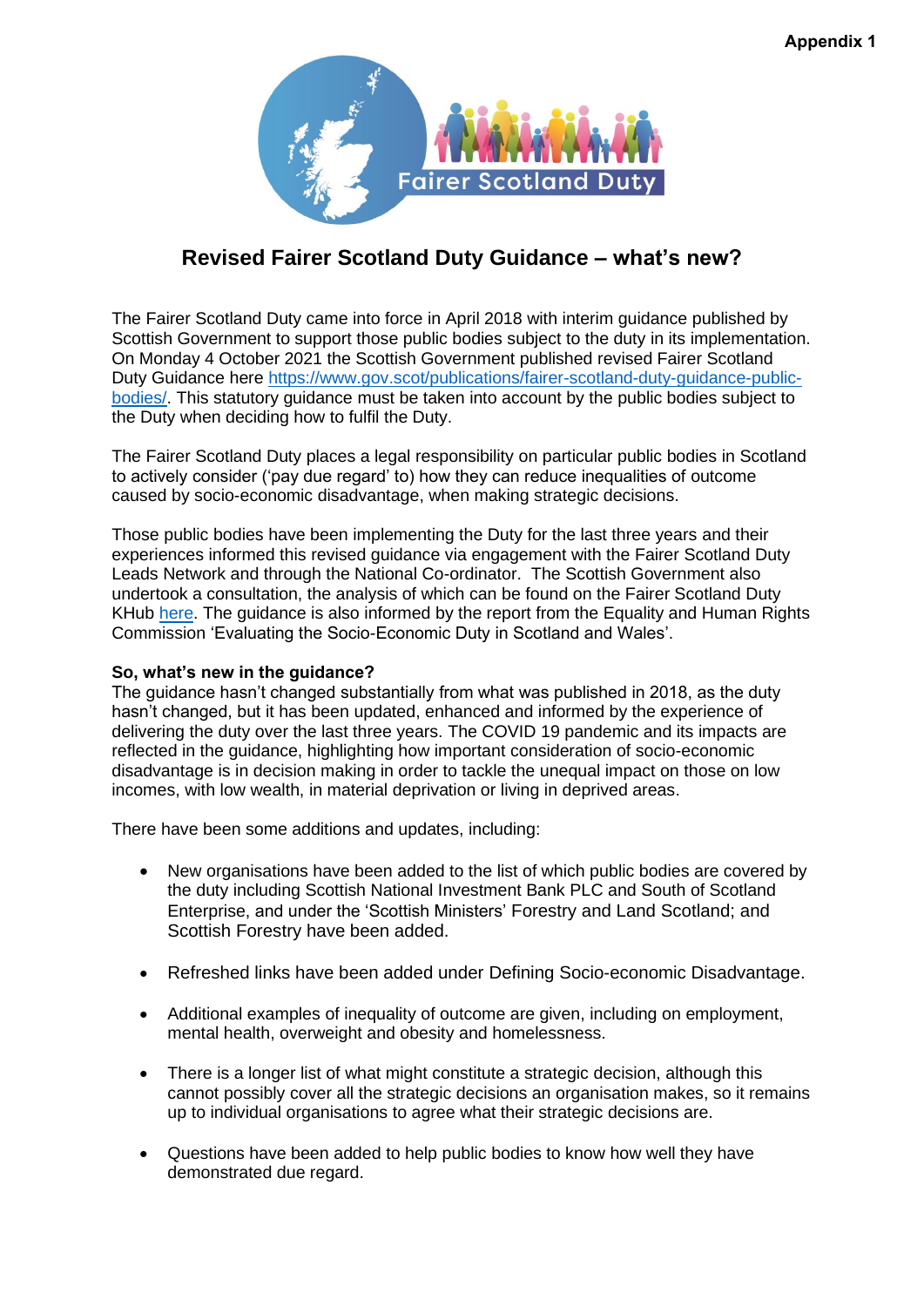**Appendix 1**

# Revised Fairer Scotland Duty Guidance – what's new?

The Fairer Scotland Duty came into force in April 2018 with interim guidance published by Scottish Government to support those public bodies subject to the duty in its implementation. On Monday 4 October 2021 the Scottish Government published revised Fairer Scotland Duty Guidance here https://www.gov.scot/publications/fairer-scotland-duty-guidance-public-bodies/. This statutory guidance must be taken into account by the public bodies subject to the Duty when deciding how to fulfil the Duty.

The Fairer Scotland Duty places a legal responsibility on particular public bodies in Scotland to actively consider ('pay due regard' to) how they can reduce inequalities of outcome caused by socio-economic disadvantage, when making strategic decisions.

Those public bodies have been implementing the Duty for the last three years and their experiences informed this revised guidance via engagement with the Fairer Scotland Duty Leads Network and through the National Co-ordinator. The Scottish Government also undertook a consultation, the analysis of which can be found on the Fairer Scotland Duty KHub here. The guidance is also informed by the report from the Equality and Human Rights Commission 'Evaluating the Socio-Economic Duty in Scotland and Wales'.

**So, what's new in the guidance?**

The guidance hasn't changed substantially from what was published in 2018, as the duty hasn't changed, but it has been updated, enhanced and informed by the experience of delivering the duty over the last three years. The COVID 19 pandemic and its impacts are reflected in the guidance, highlighting how important consideration of socio-economic disadvantage is in decision making in order to tackle the unequal impact on those on low incomes, with low wealth, in material deprivation or living in deprived areas.

There have been some additions and updates, including:

- New organisations have been added to the list of which public bodies are covered by the duty including Scottish National Investment Bank PLC and South of Scotland Enterprise, and under the 'Scottish Ministers' Forestry and Land Scotland; and Scottish Forestry have been added.
- Refreshed links have been added under Defining Socio-economic Disadvantage.
- Additional examples of inequality of outcome are given, including on employment, mental health, overweight and obesity and homelessness.
- There is a longer list of what might constitute a strategic decision, although this cannot possibly cover all the strategic decisions an organisation makes, so it remains up to individual organisations to agree what their strategic decisions are.
- Questions have been added to help public bodies to know how well they have demonstrated due regard.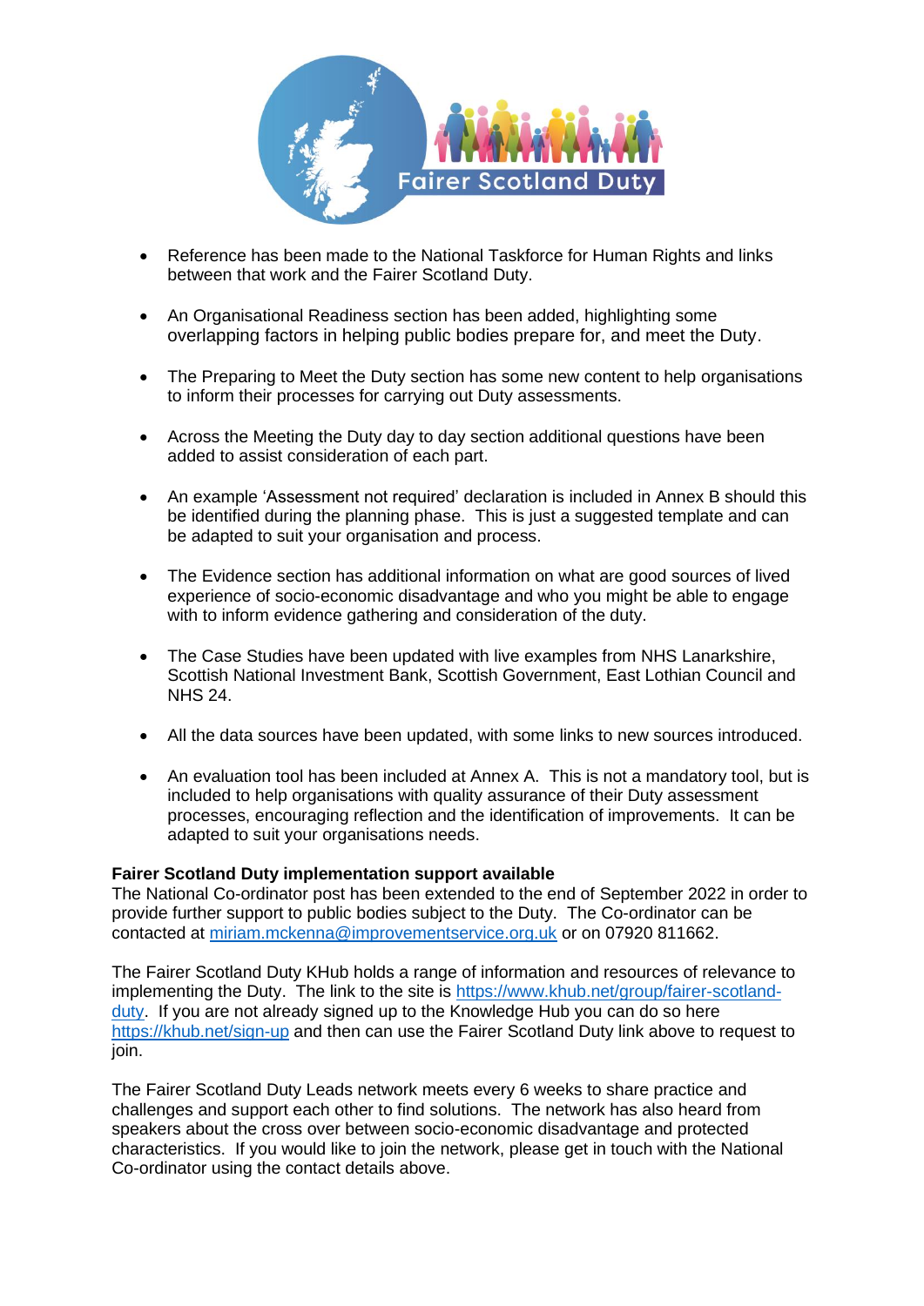- Reference has been made to the National Taskforce for Human Rights and links between that work and the Fairer Scotland Duty.

- An Organisational Readiness section has been added, highlighting some overlapping factors in helping public bodies prepare for, and meet the Duty.

- The Preparing to Meet the Duty section has some new content to help organisations to inform their processes for carrying out Duty assessments.

- Across the Meeting the Duty day to day section additional questions have been added to assist consideration of each part.

- An example 'Assessment not required' declaration is included in Annex B should this be identified during the planning phase. This is just a suggested template and can be adapted to suit your organisation and process.

- The Evidence section has additional information on what are good sources of lived experience of socio-economic disadvantage and who you might be able to engage with to inform evidence gathering and consideration of the duty.

- The Case Studies have been updated with live examples from NHS Lanarkshire, Scottish National Investment Bank, Scottish Government, East Lothian Council and NHS 24.

- All the data sources have been updated, with some links to new sources introduced.

- An evaluation tool has been included at Annex A. This is not a mandatory tool, but is included to help organisations with quality assurance of their Duty assessment processes, encouraging reflection and the identification of improvements. It can be adapted to suit your organisations needs.

**Fairer Scotland Duty implementation support available**
The National Co-ordinator post has been extended to the end of September 2022 in order to provide further support to public bodies subject to the Duty. The Co-ordinator can be contacted at miriam.mckenna@improvementservice.org.uk or on 07920 811662.

The Fairer Scotland Duty KHub holds a range of information and resources of relevance to implementing the Duty. The link to the site is https://www.khub.net/group/fairer-scotland-duty. If you are not already signed up to the Knowledge Hub you can do so here https://khub.net/sign-up and then can use the Fairer Scotland Duty link above to request to join.

The Fairer Scotland Duty Leads network meets every 6 weeks to share practice and challenges and support each other to find solutions. The network has also heard from speakers about the cross over between socio-economic disadvantage and protected characteristics. If you would like to join the network, please get in touch with the National Co-ordinator using the contact details above.